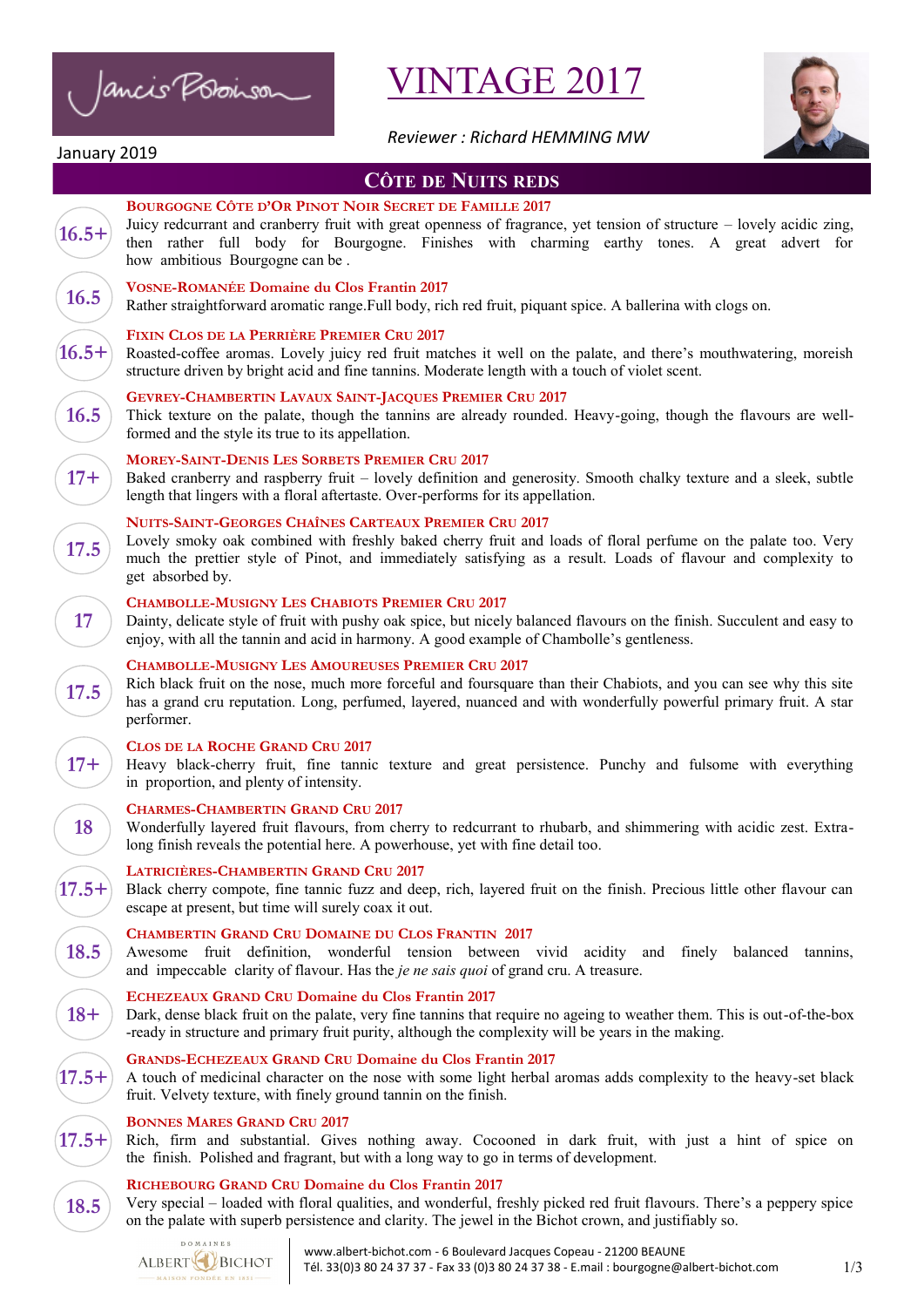Jancis Robinson

# VINTAGE 2017

January 2019

*Reviewer : Richard HEMMING MW*

## Côte de Nuits reds

**16.5+** — **Bourgogne Côte d'Or Pinot Noir Secret de Famille 2017**
Juicy redcurrant and cranberry fruit with great openness of fragrance, yet tension of structure – lovely acidic zing, then rather full body for Bourgogne. Finishes with charming earthy tones. A great advert for how ambitious Bourgogne can be .

**16.5** — **Vosne-Romanée Domaine du Clos Frantin 2017**
Rather straightforward aromatic range.Full body, rich red fruit, piquant spice. A ballerina with clogs on.

**16.5+** — **Fixin Clos de la Perrière Premier Cru 2017**
Roasted-coffee aromas. Lovely juicy red fruit matches it well on the palate, and there's mouthwatering, moreish structure driven by bright acid and fine tannins. Moderate length with a touch of violet scent.

**16.5** — **Gevrey-Chambertin Lavaux Saint-Jacques Premier Cru 2017**
Thick texture on the palate, though the tannins are already rounded. Heavy-going, though the flavours are well-formed and the style its true to its appellation.

**17+** — **Morey-Saint-Denis Les Sorbets Premier Cru 2017**
Baked cranberry and raspberry fruit – lovely definition and generosity. Smooth chalky texture and a sleek, subtle length that lingers with a floral aftertaste. Over-performs for its appellation.

**17.5** — **Nuits-Saint-Georges Chaînes Carteaux Premier Cru 2017**
Lovely smoky oak combined with freshly baked cherry fruit and loads of floral perfume on the palate too. Very much the prettier style of Pinot, and immediately satisfying as a result. Loads of flavour and complexity to get absorbed by.

**17** — **Chambolle-Musigny Les Chabiots Premier Cru 2017**
Dainty, delicate style of fruit with pushy oak spice, but nicely balanced flavours on the finish. Succulent and easy to enjoy, with all the tannin and acid in harmony. A good example of Chambolle's gentleness.

**17.5** — **Chambolle-Musigny Les Amoureuses Premier Cru 2017**
Rich black fruit on the nose, much more forceful and foursquare than their Chabiots, and you can see why this site has a grand cru reputation. Long, perfumed, layered, nuanced and with wonderfully powerful primary fruit. A star performer.

**17+** — **Clos de la Roche Grand Cru 2017**
Heavy black-cherry fruit, fine tannic texture and great persistence. Punchy and fulsome with everything in proportion, and plenty of intensity.

**18** — **Charmes-Chambertin Grand Cru 2017**
Wonderfully layered fruit flavours, from cherry to redcurrant to rhubarb, and shimmering with acidic zest. Extra-long finish reveals the potential here. A powerhouse, yet with fine detail too.

**17.5+** — **Latricières-Chambertin Grand Cru 2017**
Black cherry compote, fine tannic fuzz and deep, rich, layered fruit on the finish. Precious little other flavour can escape at present, but time will surely coax it out.

**18.5** — **Chambertin Grand Cru Domaine du Clos Frantin 2017**
Awesome fruit definition, wonderful tension between vivid acidity and finely balanced tannins, and impeccable clarity of flavour. Has the *je ne sais quoi* of grand cru. A treasure.

**18+** — **Echezeaux Grand Cru Domaine du Clos Frantin 2017**
Dark, dense black fruit on the palate, very fine tannins that require no ageing to weather them. This is out-of-the-box-ready in structure and primary fruit purity, although the complexity will be years in the making.

**17.5+** — **Grands-Echezeaux Grand Cru Domaine du Clos Frantin 2017**
A touch of medicinal character on the nose with some light herbal aromas adds complexity to the heavy-set black fruit. Velvety texture, with finely ground tannin on the finish.

**17.5+** — **Bonnes Mares Grand Cru 2017**
Rich, firm and substantial. Gives nothing away. Cocooned in dark fruit, with just a hint of spice on the finish. Polished and fragrant, but with a long way to go in terms of development.

**18.5** — **Richebourg Grand Cru Domaine du Clos Frantin 2017**
Very special – loaded with floral qualities, and wonderful, freshly picked red fruit flavours. There's a peppery spice on the palate with superb persistence and clarity. The jewel in the Bichot crown, and justifiably so.

Domaines Albert Bichot – Maison fondée en 1831

www.albert-bichot.com - 6 Boulevard Jacques Copeau - 21200 BEAUNE
Tél. 33(0)3 80 24 37 37 - Fax 33 (0)3 80 24 37 38 - E.mail : bourgogne@albert-bichot.com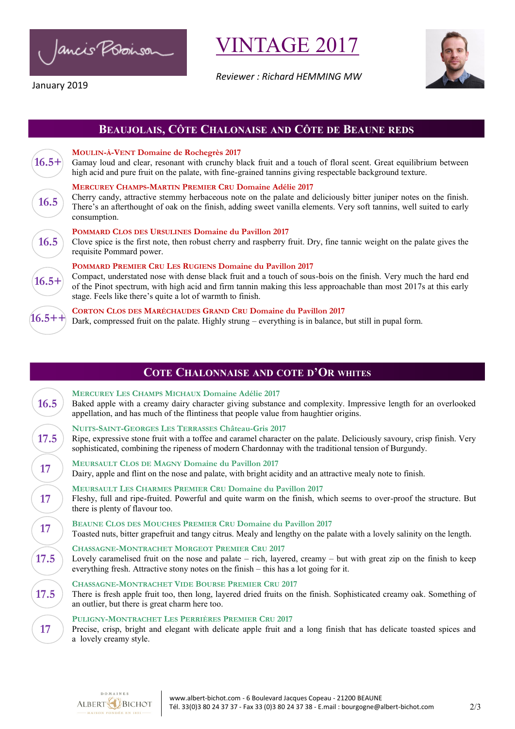Jancis Robinson

January 2019

# VINTAGE 2017

*Reviewer : Richard HEMMING MW*

## BEAUJOLAIS, CÔTE CHALONAISE AND CÔTE DE BEAUNE REDS

**16.5+** — **MOULIN-À-VENT Domaine de Rochegrès 2017**
Gamay loud and clear, resonant with crunchy black fruit and a touch of floral scent. Great equilibrium between high acid and pure fruit on the palate, with fine-grained tannins giving respectable background texture.

**16.5** — **MERCUREY CHAMPS-MARTIN PREMIER CRU Domaine Adélie 2017**
Cherry candy, attractive stemmy herbaceous note on the palate and deliciously bitter juniper notes on the finish. There's an afterthought of oak on the finish, adding sweet vanilla elements. Very soft tannins, well suited to early consumption.

**16.5** — **POMMARD CLOS DES URSULINES Domaine du Pavillon 2017**
Clove spice is the first note, then robust cherry and raspberry fruit. Dry, fine tannic weight on the palate gives the requisite Pommard power.

**16.5+** — **POMMARD PREMIER CRU LES RUGIENS Domaine du Pavillon 2017**
Compact, understated nose with dense black fruit and a touch of sous-bois on the finish. Very much the hard end of the Pinot spectrum, with high acid and firm tannin making this less approachable than most 2017s at this early stage. Feels like there's quite a lot of warmth to finish.

**16.5++** — **CORTON CLOS DES MARÉCHAUDES GRAND CRU Domaine du Pavillon 2017**
Dark, compressed fruit on the palate. Highly strung – everything is in balance, but still in pupal form.

## COTE CHALONNAISE AND COTE D'OR WHITES

**16.5** — **MERCUREY LES CHAMPS MICHAUX Domaine Adélie 2017**
Baked apple with a creamy dairy character giving substance and complexity. Impressive length for an overlooked appellation, and has much of the flintiness that people value from haughtier origins.

**17.5** — **NUITS-SAINT-GEORGES LES TERRASSES Château-Gris 2017**
Ripe, expressive stone fruit with a toffee and caramel character on the palate. Deliciously savoury, crisp finish. Very sophisticated, combining the ripeness of modern Chardonnay with the traditional tension of Burgundy.

**17** — **MEURSAULT CLOS DE MAGNY Domaine du Pavillon 2017**
Dairy, apple and flint on the nose and palate, with bright acidity and an attractive mealy note to finish.

**17** — **MEURSAULT LES CHARMES PREMIER CRU Domaine du Pavillon 2017**
Fleshy, full and ripe-fruited. Powerful and quite warm on the finish, which seems to over-proof the structure. But there is plenty of flavour too.

**17** — **BEAUNE CLOS DES MOUCHES PREMIER CRU Domaine du Pavillon 2017**
Toasted nuts, bitter grapefruit and tangy citrus. Mealy and lengthy on the palate with a lovely salinity on the length.

**17.5** — **CHASSAGNE-MONTRACHET MORGEOT PREMIER CRU 2017**
Lovely caramelised fruit on the nose and palate – rich, layered, creamy – but with great zip on the finish to keep everything fresh. Attractive stony notes on the finish – this has a lot going for it.

**17.5** — **CHASSAGNE-MONTRACHET VIDE BOURSE PREMIER CRU 2017**
There is fresh apple fruit too, then long, layered dried fruits on the finish. Sophisticated creamy oak. Something of an outlier, but there is great charm here too.

**17** — **PULIGNY-MONTRACHET LES PERRIÈRES PREMIER CRU 2017**
Precise, crisp, bright and elegant with delicate apple fruit and a long finish that has delicate toasted spices and a lovely creamy style.

DOMAINES ALBERT BICHOT – MAISON FONDÉE EN 1831

www.albert-bichot.com - 6 Boulevard Jacques Copeau - 21200 BEAUNE
Tél. 33(0)3 80 24 37 37 - Fax 33 (0)3 80 24 37 38 - E.mail : bourgogne@albert-bichot.com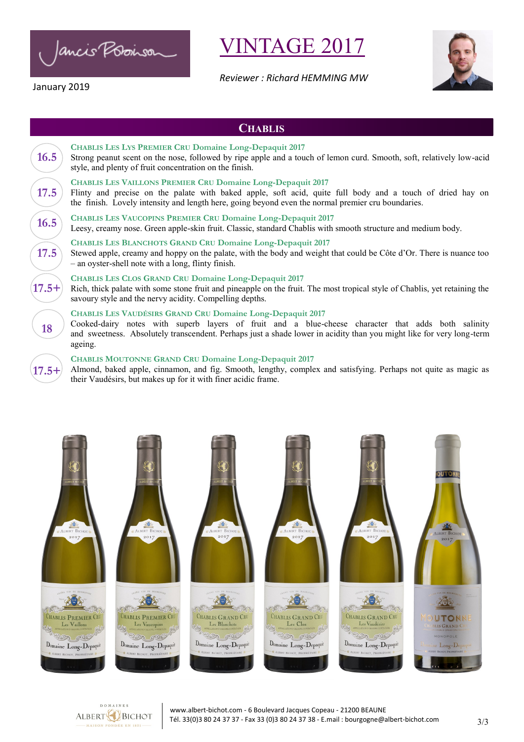# VINTAGE 2017

January 2019

*Reviewer : Richard HEMMING MW*

## Chablis

**16.5**

**Chablis Les Lys Premier Cru Domaine Long-Depaquit 2017**
Strong peanut scent on the nose, followed by ripe apple and a touch of lemon curd. Smooth, soft, relatively low-acid style, and plenty of fruit concentration on the finish.

**17.5**

**Chablis Les Vaillons Premier Cru Domaine Long-Depaquit 2017**
Flinty and precise on the palate with baked apple, soft acid, quite full body and a touch of dried hay on the finish. Lovely intensity and length here, going beyond even the normal premier cru boundaries.

**16.5**

**Chablis Les Vaucopins Premier Cru Domaine Long-Depaquit 2017**
Leesy, creamy nose. Green apple-skin fruit. Classic, standard Chablis with smooth structure and medium body.

**17.5**

**Chablis Les Blanchots Grand Cru Domaine Long-Depaquit 2017**
Stewed apple, creamy and hoppy on the palate, with the body and weight that could be Côte d'Or. There is nuance too – an oyster-shell note with a long, flinty finish.

**17.5+**

**Chablis Les Clos Grand Cru Domaine Long-Depaquit 2017**
Rich, thick palate with some stone fruit and pineapple on the fruit. The most tropical style of Chablis, yet retaining the savoury style and the nervy acidity. Compelling depths.

**18**

**Chablis Les Vaudésirs Grand Cru Domaine Long-Depaquit 2017**
Cooked-dairy notes with superb layers of fruit and a blue-cheese character that adds both salinity and sweetness. Absolutely transcendent. Perhaps just a shade lower in acidity than you might like for very long-term ageing.

**17.5+**

**Chablis Moutonne Grand Cru Domaine Long-Depaquit 2017**
Almond, baked apple, cinnamon, and fig. Smooth, lengthy, complex and satisfying. Perhaps not quite as magic as their Vaudésirs, but makes up for it with finer acidic frame.

www.albert-bichot.com - 6 Boulevard Jacques Copeau - 21200 BEAUNE
Tél. 33(0)3 80 24 37 37 - Fax 33 (0)3 80 24 37 38 - E.mail : bourgogne@albert-bichot.com